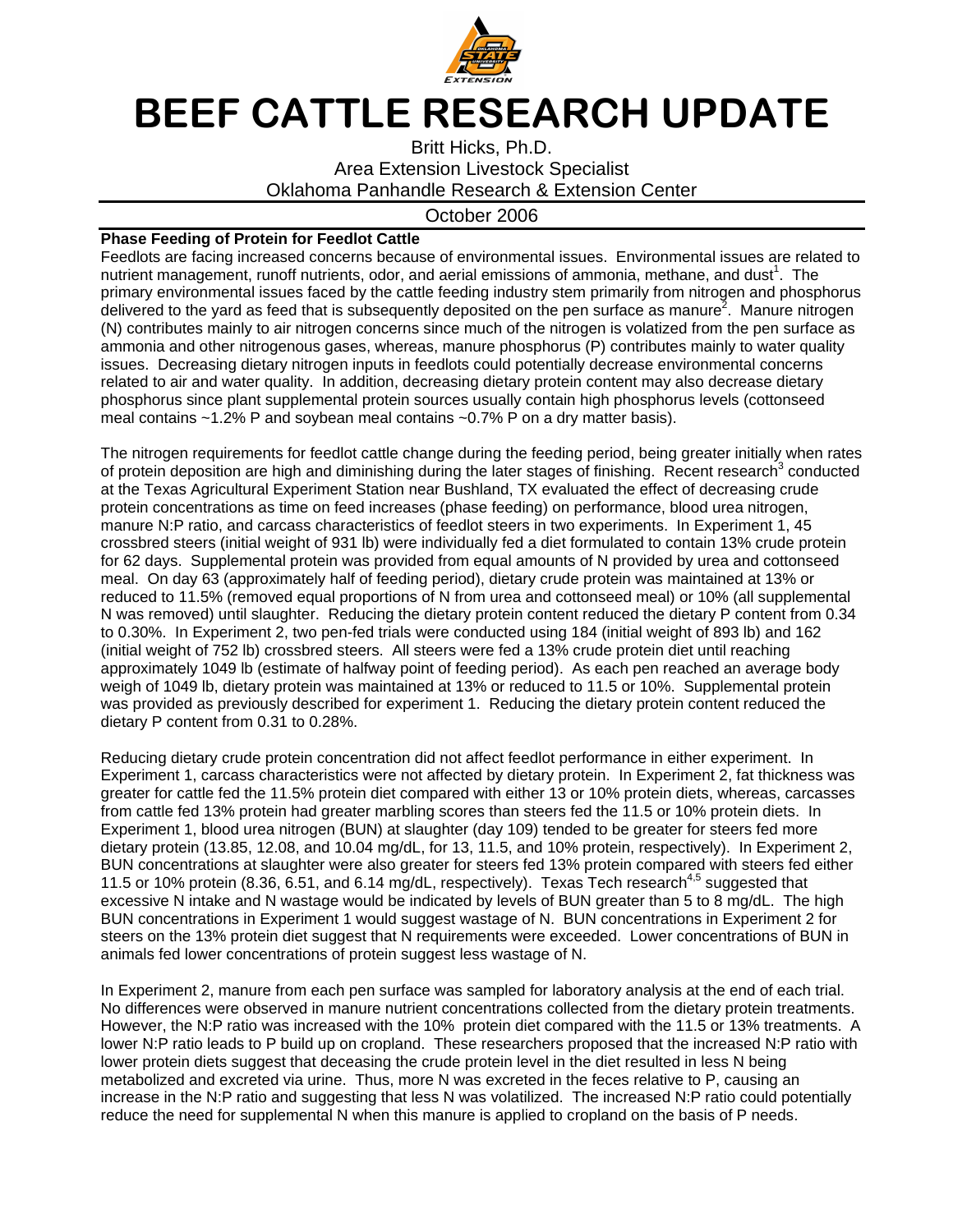# BEEF CATTLE RESEARCH UPDATE

Britt Hicks, Ph.D.
Area Extension Livestock Specialist
Oklahoma Panhandle Research & Extension Center

October 2006

**Phase Feeding of Protein for Feedlot Cattle**

Feedlots are facing increased concerns because of environmental issues. Environmental issues are related to nutrient management, runoff nutrients, odor, and aerial emissions of ammonia, methane, and dust[1]. The primary environmental issues faced by the cattle feeding industry stem primarily from nitrogen and phosphorus delivered to the yard as feed that is subsequently deposited on the pen surface as manure[2]. Manure nitrogen (N) contributes mainly to air nitrogen concerns since much of the nitrogen is volatized from the pen surface as ammonia and other nitrogenous gases, whereas, manure phosphorus (P) contributes mainly to water quality issues. Decreasing dietary nitrogen inputs in feedlots could potentially decrease environmental concerns related to air and water quality. In addition, decreasing dietary protein content may also decrease dietary phosphorus since plant supplemental protein sources usually contain high phosphorus levels (cottonseed meal contains ~1.2% P and soybean meal contains ~0.7% P on a dry matter basis).

The nitrogen requirements for feedlot cattle change during the feeding period, being greater initially when rates of protein deposition are high and diminishing during the later stages of finishing. Recent research[3] conducted at the Texas Agricultural Experiment Station near Bushland, TX evaluated the effect of decreasing crude protein concentrations as time on feed increases (phase feeding) on performance, blood urea nitrogen, manure N:P ratio, and carcass characteristics of feedlot steers in two experiments. In Experiment 1, 45 crossbred steers (initial weight of 931 lb) were individually fed a diet formulated to contain 13% crude protein for 62 days. Supplemental protein was provided from equal amounts of N provided by urea and cottonseed meal. On day 63 (approximately half of feeding period), dietary crude protein was maintained at 13% or reduced to 11.5% (removed equal proportions of N from urea and cottonseed meal) or 10% (all supplemental N was removed) until slaughter. Reducing the dietary protein content reduced the dietary P content from 0.34 to 0.30%. In Experiment 2, two pen-fed trials were conducted using 184 (initial weight of 893 lb) and 162 (initial weight of 752 lb) crossbred steers. All steers were fed a 13% crude protein diet until reaching approximately 1049 lb (estimate of halfway point of feeding period). As each pen reached an average body weigh of 1049 lb, dietary protein was maintained at 13% or reduced to 11.5 or 10%. Supplemental protein was provided as previously described for experiment 1. Reducing the dietary protein content reduced the dietary P content from 0.31 to 0.28%.

Reducing dietary crude protein concentration did not affect feedlot performance in either experiment. In Experiment 1, carcass characteristics were not affected by dietary protein. In Experiment 2, fat thickness was greater for cattle fed the 11.5% protein diet compared with either 13 or 10% protein diets, whereas, carcasses from cattle fed 13% protein had greater marbling scores than steers fed the 11.5 or 10% protein diets. In Experiment 1, blood urea nitrogen (BUN) at slaughter (day 109) tended to be greater for steers fed more dietary protein (13.85, 12.08, and 10.04 mg/dL, for 13, 11.5, and 10% protein, respectively). In Experiment 2, BUN concentrations at slaughter were also greater for steers fed 13% protein compared with steers fed either 11.5 or 10% protein (8.36, 6.51, and 6.14 mg/dL, respectively). Texas Tech research[4,5] suggested that excessive N intake and N wastage would be indicated by levels of BUN greater than 5 to 8 mg/dL. The high BUN concentrations in Experiment 1 would suggest wastage of N. BUN concentrations in Experiment 2 for steers on the 13% protein diet suggest that N requirements were exceeded. Lower concentrations of BUN in animals fed lower concentrations of protein suggest less wastage of N.

In Experiment 2, manure from each pen surface was sampled for laboratory analysis at the end of each trial. No differences were observed in manure nutrient concentrations collected from the dietary protein treatments. However, the N:P ratio was increased with the 10% protein diet compared with the 11.5 or 13% treatments. A lower N:P ratio leads to P build up on cropland. These researchers proposed that the increased N:P ratio with lower protein diets suggest that deceasing the crude protein level in the diet resulted in less N being metabolized and excreted via urine. Thus, more N was excreted in the feces relative to P, causing an increase in the N:P ratio and suggesting that less N was volatilized. The increased N:P ratio could potentially reduce the need for supplemental N when this manure is applied to cropland on the basis of P needs.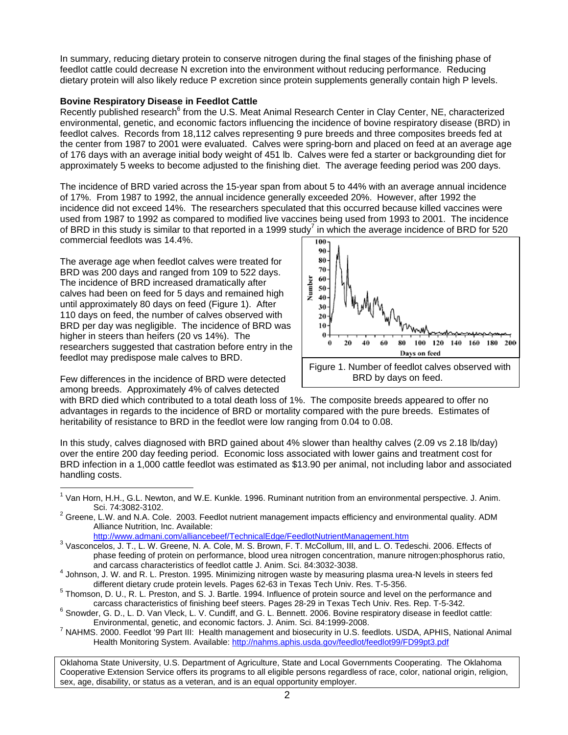In summary, reducing dietary protein to conserve nitrogen during the final stages of the finishing phase of feedlot cattle could decrease N excretion into the environment without reducing performance. Reducing dietary protein will also likely reduce P excretion since protein supplements generally contain high P levels.

**Bovine Respiratory Disease in Feedlot Cattle**

Recently published research[6] from the U.S. Meat Animal Research Center in Clay Center, NE, characterized environmental, genetic, and economic factors influencing the incidence of bovine respiratory disease (BRD) in feedlot calves. Records from 18,112 calves representing 9 pure breeds and three composites breeds fed at the center from 1987 to 2001 were evaluated. Calves were spring-born and placed on feed at an average age of 176 days with an average initial body weight of 451 lb. Calves were fed a starter or backgrounding diet for approximately 5 weeks to become adjusted to the finishing diet. The average feeding period was 200 days.

The incidence of BRD varied across the 15-year span from about 5 to 44% with an average annual incidence of 17%. From 1987 to 1992, the annual incidence generally exceeded 20%. However, after 1992 the incidence did not exceed 14%. The researchers speculated that this occurred because killed vaccines were used from 1987 to 1992 as compared to modified live vaccines being used from 1993 to 2001. The incidence of BRD in this study is similar to that reported in a 1999 study[7] in which the average incidence of BRD for 520 commercial feedlots was 14.4%.

The average age when feedlot calves were treated for BRD was 200 days and ranged from 109 to 522 days. The incidence of BRD increased dramatically after calves had been on feed for 5 days and remained high until approximately 80 days on feed (Figure 1). After 110 days on feed, the number of calves observed with BRD per day was negligible. The incidence of BRD was higher in steers than heifers (20 vs 14%). The researchers suggested that castration before entry in the feedlot may predispose male calves to BRD.

Number
100
90
80
70
60
50
40
30
20
10
0
0 20 40 60 80 100 120 140 160 180 200
Days on feed

Figure 1. Number of feedlot calves observed with BRD by days on feed.

Few differences in the incidence of BRD were detected among breeds. Approximately 4% of calves detected with BRD died which contributed to a total death loss of 1%. The composite breeds appeared to offer no advantages in regards to the incidence of BRD or mortality compared with the pure breeds. Estimates of heritability of resistance to BRD in the feedlot were low ranging from 0.04 to 0.08.

In this study, calves diagnosed with BRD gained about 4% slower than healthy calves (2.09 vs 2.18 lb/day) over the entire 200 day feeding period. Economic loss associated with lower gains and treatment cost for BRD infection in a 1,000 cattle feedlot was estimated as $13.90 per animal, not including labor and associated handling costs.

---

[1] Van Horn, H.H., G.L. Newton, and W.E. Kunkle. 1996. Ruminant nutrition from an environmental perspective. J. Anim. Sci. 74:3082-3102.

[2] Greene, L.W. and N.A. Cole. 2003. Feedlot nutrient management impacts efficiency and environmental quality. ADM Alliance Nutrition, Inc. Available: http://www.admani.com/alliancebeef/TechnicalEdge/FeedlotNutrientManagement.htm

[3] Vasconcelos, J. T., L. W. Greene, N. A. Cole, M. S. Brown, F. T. McCollum, III, and L. O. Tedeschi. 2006. Effects of phase feeding of protein on performance, blood urea nitrogen concentration, manure nitrogen:phosphorus ratio, and carcass characteristics of feedlot cattle J. Anim. Sci. 84:3032-3038.

[4] Johnson, J. W. and R. L. Preston. 1995. Minimizing nitrogen waste by measuring plasma urea-N levels in steers fed different dietary crude protein levels. Pages 62-63 in Texas Tech Univ. Res. T-5-356.

[5] Thomson, D. U., R. L. Preston, and S. J. Bartle. 1994. Influence of protein source and level on the performance and carcass characteristics of finishing beef steers. Pages 28-29 in Texas Tech Univ. Res. Rep. T-5-342.

[6] Snowder, G. D., L. D. Van Vleck, L. V. Cundiff, and G. L. Bennett. 2006. Bovine respiratory disease in feedlot cattle: Environmental, genetic, and economic factors. J. Anim. Sci. 84:1999-2008.

[7] NAHMS. 2000. Feedlot '99 Part III: Health management and biosecurity in U.S. feedlots. USDA, APHIS, National Animal Health Monitoring System. Available: http://nahms.aphis.usda.gov/feedlot/feedlot99/FD99pt3.pdf

Oklahoma State University, U.S. Department of Agriculture, State and Local Governments Cooperating. The Oklahoma Cooperative Extension Service offers its programs to all eligible persons regardless of race, color, national origin, religion, sex, age, disability, or status as a veteran, and is an equal opportunity employer.